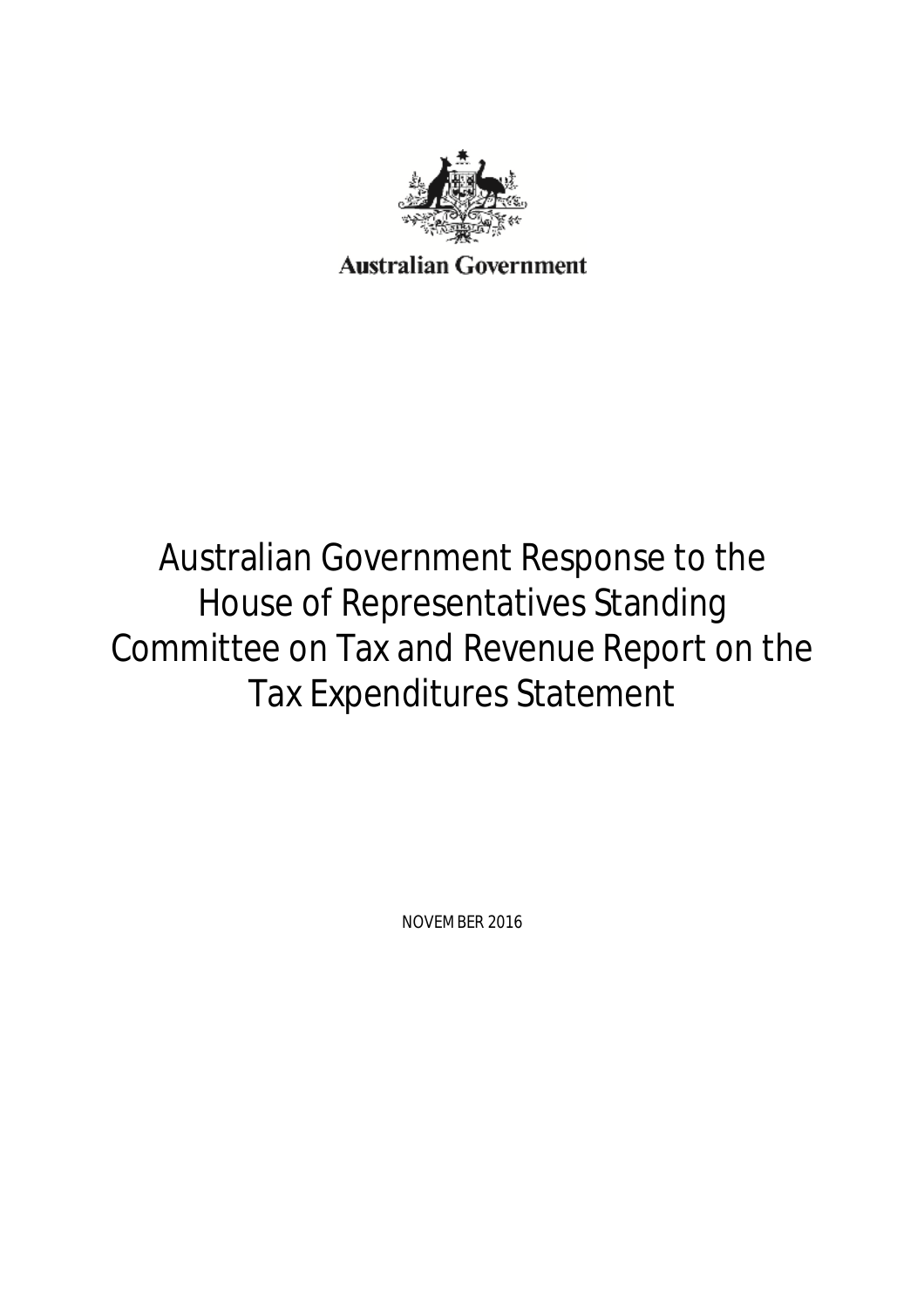Australian Government

# Australian Government Response to the House of Representatives Standing Committee on Tax and Revenue Report on the Tax Expenditures Statement

NOVEMBER 2016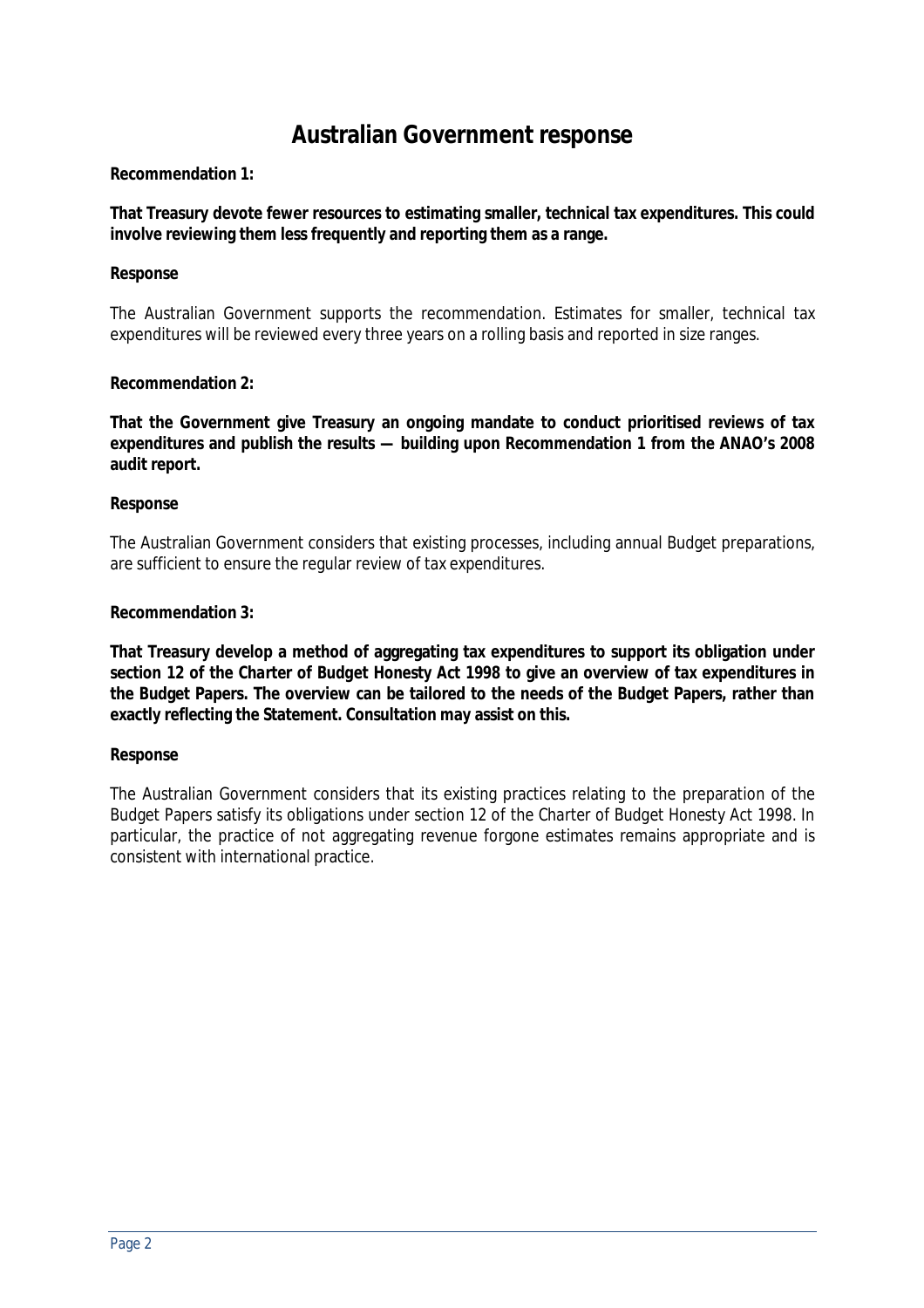# Australian Government response

**Recommendation 1:**

**That Treasury devote fewer resources to estimating smaller, technical tax expenditures. This could involve reviewing them less frequently and reporting them as a range.**

**Response**

The Australian Government supports the recommendation. Estimates for smaller, technical tax expenditures will be reviewed every three years on a rolling basis and reported in size ranges.

**Recommendation 2:**

**That the Government give Treasury an ongoing mandate to conduct prioritised reviews of tax expenditures and publish the results — building upon Recommendation 1 from the ANAO's 2008 audit report.**

**Response**

The Australian Government considers that existing processes, including annual Budget preparations, are sufficient to ensure the regular review of tax expenditures.

**Recommendation 3:**

**That Treasury develop a method of aggregating tax expenditures to support its obligation under section 12 of the *Charter of Budget Honesty Act 1998* to give an overview of tax expenditures in the Budget Papers. The overview can be tailored to the needs of the Budget Papers, rather than exactly reflecting the Statement. Consultation may assist on this.**

**Response**

The Australian Government considers that its existing practices relating to the preparation of the Budget Papers satisfy its obligations under section 12 of the Charter of Budget Honesty Act 1998. In particular, the practice of not aggregating revenue forgone estimates remains appropriate and is consistent with international practice.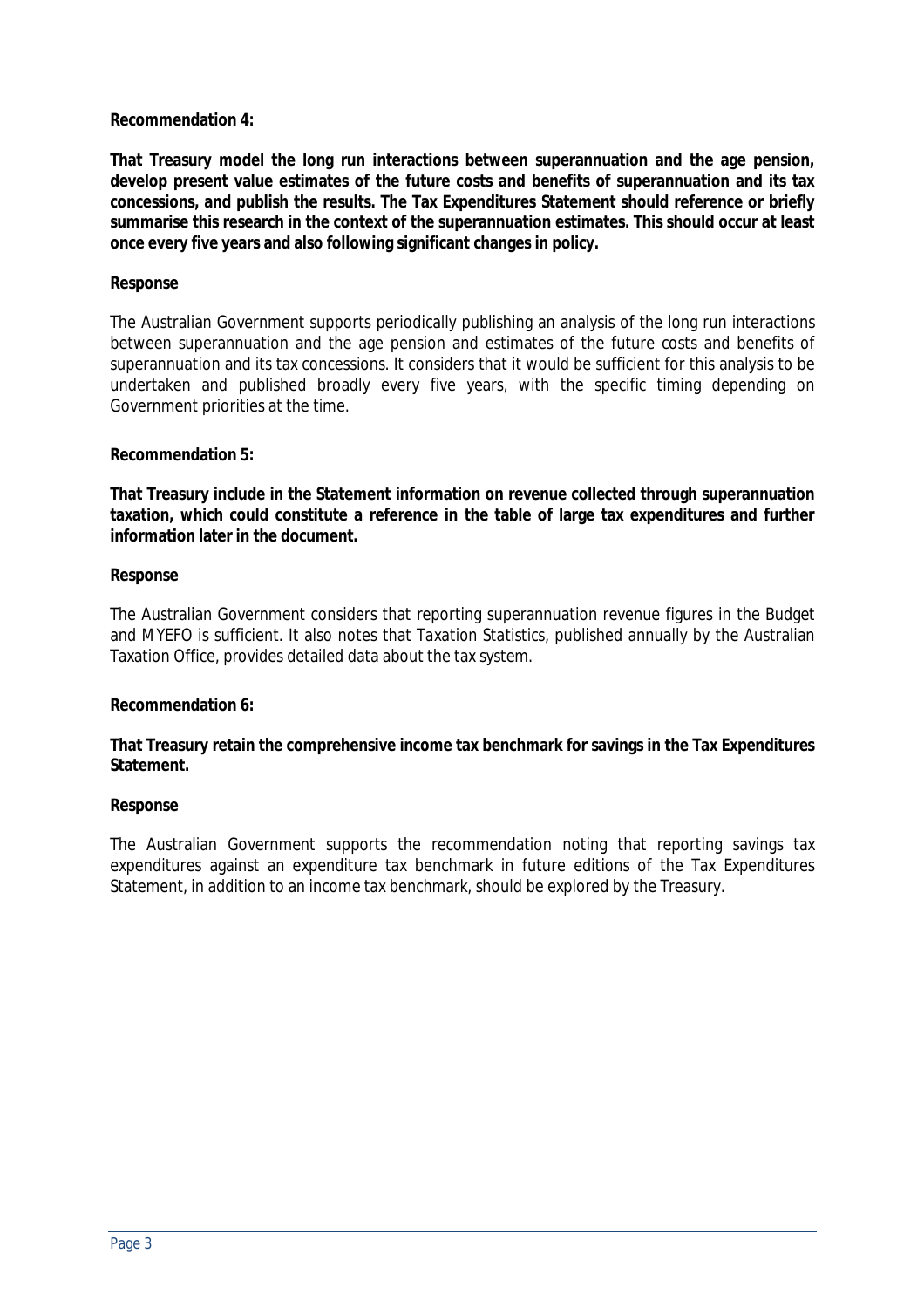**Recommendation 4:**

**That Treasury model the long run interactions between superannuation and the age pension, develop present value estimates of the future costs and benefits of superannuation and its tax concessions, and publish the results. The Tax Expenditures Statement should reference or briefly summarise this research in the context of the superannuation estimates. This should occur at least once every five years and also following significant changes in policy.**

**Response**

The Australian Government supports periodically publishing an analysis of the long run interactions between superannuation and the age pension and estimates of the future costs and benefits of superannuation and its tax concessions. It considers that it would be sufficient for this analysis to be undertaken and published broadly every five years, with the specific timing depending on Government priorities at the time.

**Recommendation 5:**

**That Treasury include in the Statement information on revenue collected through superannuation taxation, which could constitute a reference in the table of large tax expenditures and further information later in the document.**

**Response**

The Australian Government considers that reporting superannuation revenue figures in the Budget and MYEFO is sufficient. It also notes that Taxation Statistics, published annually by the Australian Taxation Office, provides detailed data about the tax system.

**Recommendation 6:**

**That Treasury retain the comprehensive income tax benchmark for savings in the Tax Expenditures Statement.**

**Response**

The Australian Government supports the recommendation noting that reporting savings tax expenditures against an expenditure tax benchmark in future editions of the Tax Expenditures Statement, in addition to an income tax benchmark, should be explored by the Treasury.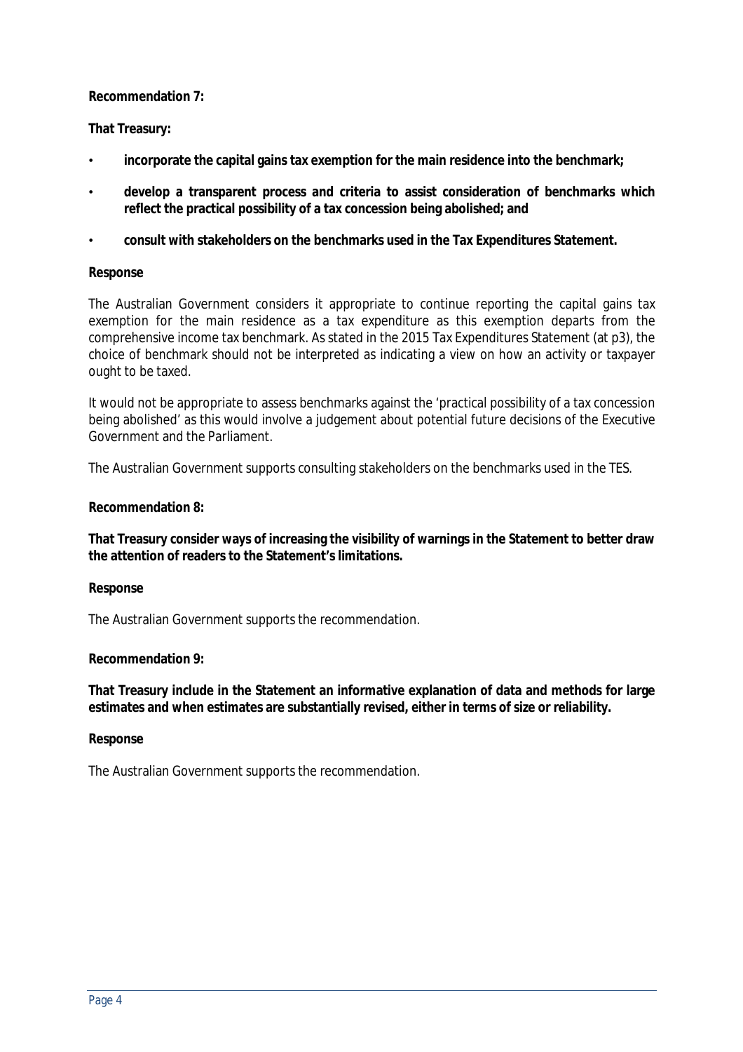**Recommendation 7:**

**That Treasury:**

- **incorporate the capital gains tax exemption for the main residence into the benchmark;**
- **develop a transparent process and criteria to assist consideration of benchmarks which reflect the practical possibility of a tax concession being abolished; and**
- **consult with stakeholders on the benchmarks used in the Tax Expenditures Statement.**

**Response**

The Australian Government considers it appropriate to continue reporting the capital gains tax exemption for the main residence as a tax expenditure as this exemption departs from the comprehensive income tax benchmark. As stated in the 2015 Tax Expenditures Statement (at p3), the choice of benchmark should not be interpreted as indicating a view on how an activity or taxpayer ought to be taxed.

It would not be appropriate to assess benchmarks against the 'practical possibility of a tax concession being abolished' as this would involve a judgement about potential future decisions of the Executive Government and the Parliament.

The Australian Government supports consulting stakeholders on the benchmarks used in the TES.

**Recommendation 8:**

**That Treasury consider ways of increasing the visibility of warnings in the Statement to better draw the attention of readers to the Statement's limitations.**

**Response**

The Australian Government supports the recommendation.

**Recommendation 9:**

**That Treasury include in the Statement an informative explanation of data and methods for large estimates and when estimates are substantially revised, either in terms of size or reliability.**

**Response**

The Australian Government supports the recommendation.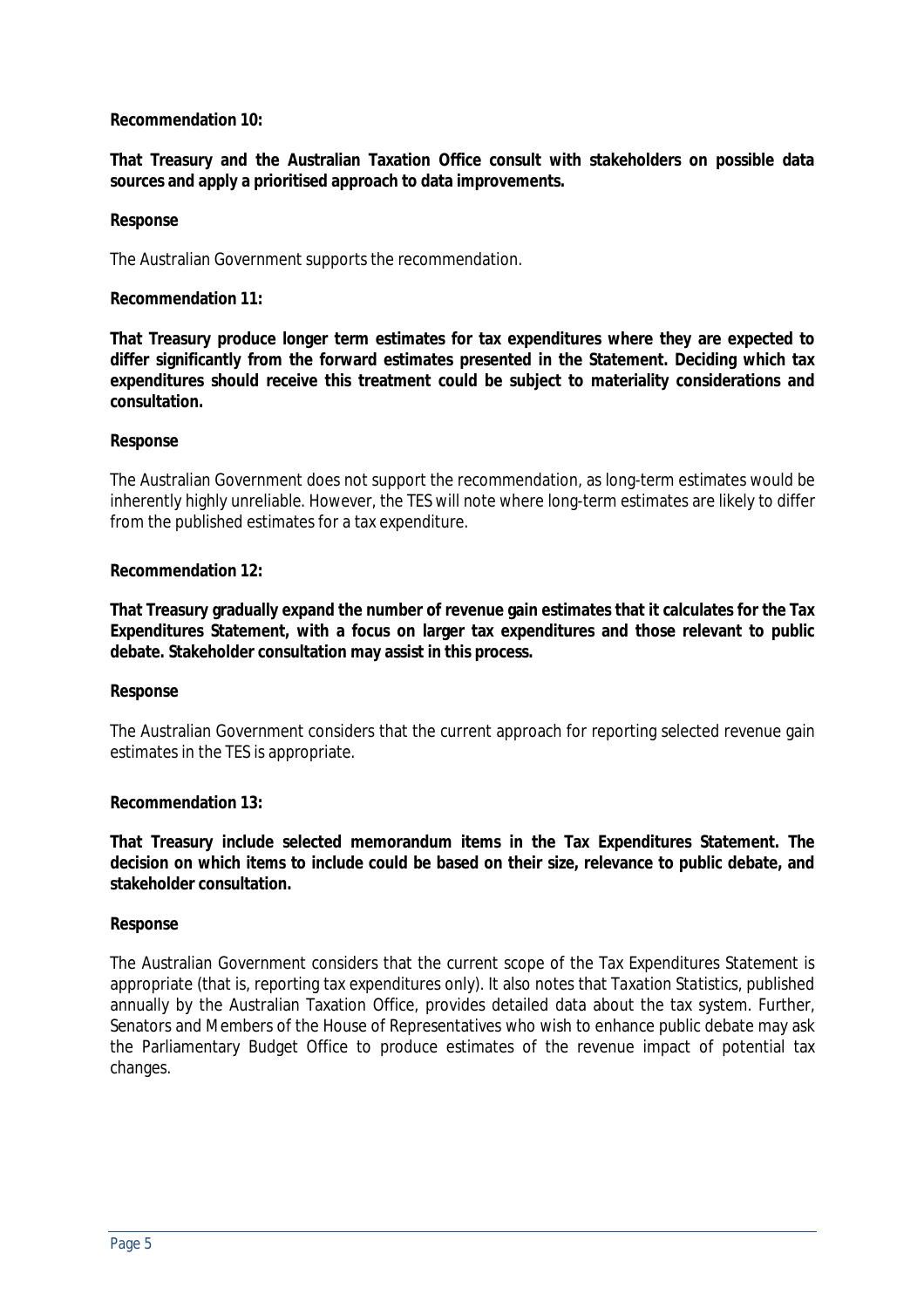**Recommendation 10:**

**That Treasury and the Australian Taxation Office consult with stakeholders on possible data sources and apply a prioritised approach to data improvements.**

**Response**

The Australian Government supports the recommendation.

**Recommendation 11:**

**That Treasury produce longer term estimates for tax expenditures where they are expected to differ significantly from the forward estimates presented in the Statement. Deciding which tax expenditures should receive this treatment could be subject to materiality considerations and consultation.**

**Response**

The Australian Government does not support the recommendation, as long-term estimates would be inherently highly unreliable. However, the TES will note where long-term estimates are likely to differ from the published estimates for a tax expenditure.

**Recommendation 12:**

**That Treasury gradually expand the number of revenue gain estimates that it calculates for the Tax Expenditures Statement, with a focus on larger tax expenditures and those relevant to public debate. Stakeholder consultation may assist in this process.**

**Response**

The Australian Government considers that the current approach for reporting selected revenue gain estimates in the TES is appropriate.

**Recommendation 13:**

**That Treasury include selected memorandum items in the Tax Expenditures Statement. The decision on which items to include could be based on their size, relevance to public debate, and stakeholder consultation.**

**Response**

The Australian Government considers that the current scope of the Tax Expenditures Statement is appropriate (that is, reporting tax expenditures only). It also notes that *Taxation Statistics*, published annually by the Australian Taxation Office, provides detailed data about the tax system. Further, Senators and Members of the House of Representatives who wish to enhance public debate may ask the Parliamentary Budget Office to produce estimates of the revenue impact of potential tax changes.